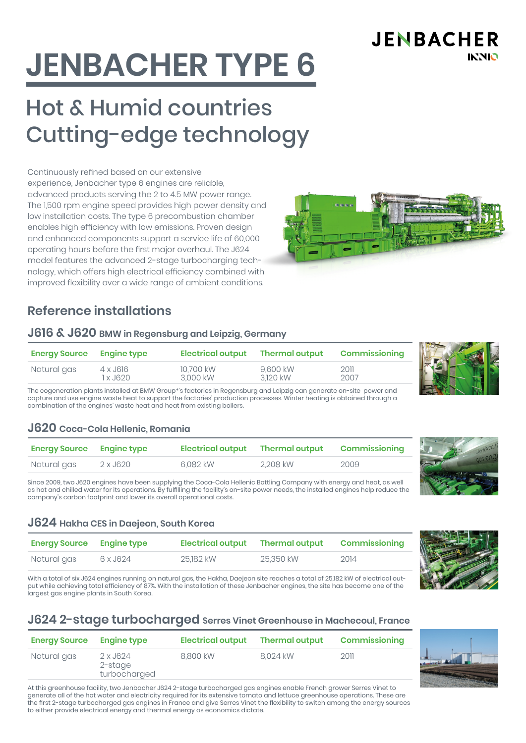JENBACHER
INNIO

# JENBACHER TYPE 6

## Hot & Humid countries
## Cutting-edge technology

Continuously refined based on our extensive experience, Jenbacher type 6 engines are reliable, advanced products serving the 2 to 4.5 MW power range. The 1,500 rpm engine speed provides high power density and low installation costs. The type 6 precombustion chamber enables high efficiency with low emissions. Proven design and enhanced components support a service life of 60,000 operating hours before the first major overhaul. The J624 model features the advanced 2-stage turbocharging technology, which offers high electrical efficiency combined with improved flexibility over a wide range of ambient conditions.

## Reference installations

### J616 & J620 BMW in Regensburg and Leipzig, Germany

| Energy Source | Engine type | Electrical output | Thermal output | Commissioning |
|---|---|---|---|---|
| Natural gas | 4 x J616<br>1 x J620 | 10,700 kW<br>3,000 kW | 9,600 kW<br>3,120 kW | 2011<br>2007 |

The cogeneration plants installed at BMW Group*'s factories in Regensburg and Leipzig can generate on-site power and capture and use engine waste heat to support the factories' production processes. Winter heating is obtained through a combination of the engines' waste heat and heat from existing boilers.

### J620 Coca-Cola Hellenic, Romania

| Energy Source | Engine type | Electrical output | Thermal output | Commissioning |
|---|---|---|---|---|
| Natural gas | 2 x J620 | 6,082 kW | 2,208 kW | 2009 |

Since 2009, two J620 engines have been supplying the Coca-Cola Hellenic Bottling Company with energy and heat, as well as hot and chilled water for its operations. By fulfilling the facility's on-site power needs, the installed engines help reduce the company's carbon footprint and lower its overall operational costs.

### J624 Hakha CES in Daejeon, South Korea

| Energy Source | Engine type | Electrical output | Thermal output | Commissioning |
|---|---|---|---|---|
| Natural gas | 6 x J624 | 25,182 kW | 25,350 kW | 2014 |

With a total of six J624 engines running on natural gas, the Hakha, Daejeon site reaches a total of 25,182 kW of electrical output while achieving total efficiency of 87%. With the installation of these Jenbacher engines, the site has become one of the largest gas engine plants in South Korea.

### J624 2-stage turbocharged Serres Vinet Greenhouse in Machecoul, France

| Energy Source | Engine type | Electrical output | Thermal output | Commissioning |
|---|---|---|---|---|
| Natural gas | 2 x J624<br>2-stage turbocharged | 8,800 kW | 8,024 kW | 2011 |

At this greenhouse facility, two Jenbacher J624 2-stage turbocharged gas engines enable French grower Serres Vinet to generate all of the hot water and electricity required for its extensive tomato and lettuce greenhouse operations. These are the first 2-stage turbocharged gas engines in France and give Serres Vinet the flexibility to switch among the energy sources to either provide electrical energy and thermal energy as economics dictate.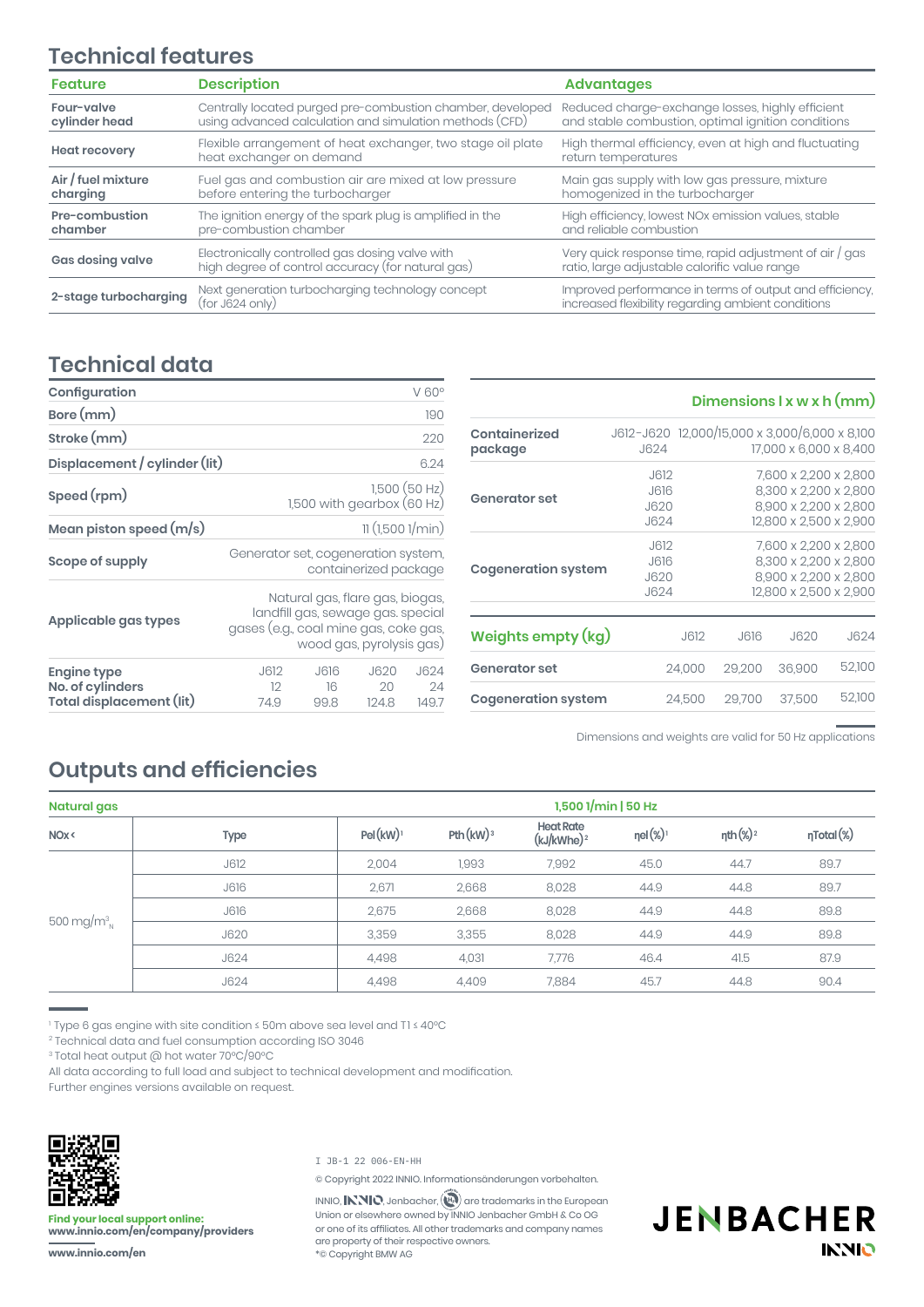## Technical features

| Feature | Description | Advantages |
|---|---|---|
| Four-valve cylinder head | Centrally located purged pre-combustion chamber, developed using advanced calculation and simulation methods (CFD) | Reduced charge-exchange losses, highly efficient and stable combustion, optimal ignition conditions |
| Heat recovery | Flexible arrangement of heat exchanger, two stage oil plate heat exchanger on demand | High thermal efficiency, even at high and fluctuating return temperatures |
| Air / fuel mixture charging | Fuel gas and combustion air are mixed at low pressure before entering the turbocharger | Main gas supply with low gas pressure, mixture homogenized in the turbocharger |
| Pre-combustion chamber | The ignition energy of the spark plug is amplified in the pre-combustion chamber | High efficiency, lowest NOx emission values, stable and reliable combustion |
| Gas dosing valve | Electronically controlled gas dosing valve with high degree of control accuracy (for natural gas) | Very quick response time, rapid adjustment of air / gas ratio, large adjustable calorific value range |
| 2-stage turbocharging | Next generation turbocharging technology concept (for J624 only) | Improved performance in terms of output and efficiency, increased flexibility regarding ambient conditions |

## Technical data

| | | | | |
|---|---|---|---|---|
| **Configuration** | V 60° | | | |
| **Bore (mm)** | 190 | | | |
| **Stroke (mm)** | 220 | | | |
| **Displacement / cylinder (lit)** | 6.24 | | | |
| **Speed (rpm)** | 1,500 (50 Hz) 1,500 with gearbox (60 Hz) | | | |
| **Mean piston speed (m/s)** | 11 (1,500 1/min) | | | |
| **Scope of supply** | Generator set, cogeneration system, containerized package | | | |
| **Applicable gas types** | Natural gas, flare gas, biogas, landfill gas, sewage gas. special gases (e.g., coal mine gas, coke gas, wood gas, pyrolysis gas) | | | |
| **Engine type** | J612 | J616 | J620 | J624 |
| **No. of cylinders** | 12 | 16 | 20 | 24 |
| **Total displacement (lit)** | 74.9 | 99.8 | 124.8 | 149.7 |

| | | Dimensions l x w x h (mm) |
|---|---|---|
| **Containerized package** | J612–J620 | 12,000/15,000 x 3,000/6,000 x 8,100 |
| | J624 | 17,000 x 6,000 x 8,400 |
| **Generator set** | J612 | 7,600 x 2,200 x 2,800 |
| | J616 | 8,300 x 2,200 x 2,800 |
| | J620 | 8,900 x 2,200 x 2,800 |
| | J624 | 12,800 x 2,500 x 2,900 |
| **Cogeneration system** | J612 | 7,600 x 2,200 x 2,800 |
| | J616 | 8,300 x 2,200 x 2,800 |
| | J620 | 8,900 x 2,200 x 2,800 |
| | J624 | 12,800 x 2,500 x 2,900 |

| Weights empty (kg) | J612 | J616 | J620 | J624 |
|---|---|---|---|---|
| **Generator set** | 24,000 | 29,200 | 36,900 | 52,100 |
| **Cogeneration system** | 24,500 | 29,700 | 37,500 | 52,100 |

Dimensions and weights are valid for 50 Hz applications

## Outputs and efficiencies

| Natural gas | 1,500 1/min \| 50 Hz | | | | | | |
|---|---|---|---|---|---|---|---|
| NOx < | Type | Pel (kW)[1] | Pth (kW)[3] | Heat Rate (kJ/kWhe)[2] | ηel (%)[1] | ηth (%)[2] | ηTotal (%) |
| 500 mg/m³N | J612 | 2,004 | 1,993 | 7,992 | 45.0 | 44.7 | 89.7 |
| | J616 | 2,671 | 2,668 | 8,028 | 44.9 | 44.8 | 89.7 |
| | J616 | 2,675 | 2,668 | 8,028 | 44.9 | 44.8 | 89.8 |
| | J620 | 3,359 | 3,355 | 8,028 | 44.9 | 44.9 | 89.8 |
| | J624 | 4,498 | 4,031 | 7,776 | 46.4 | 41.5 | 87.9 |
| | J624 | 4,498 | 4,409 | 7,884 | 45.7 | 44.8 | 90.4 |

[1] Type 6 gas engine with site condition ≤ 50m above sea level and T1 ≤ 40°C
[2] Technical data and fuel consumption according ISO 3046
[3] Total heat output @ hot water 70°C/90°C
All data according to full load and subject to technical development and modification.
Further engines versions available on request.

**Find your local support online:**
**www.innio.com/en/company/providers**

**www.innio.com/en**

I JB-1 22 006-EN-HH

© Copyright 2022 INNIO. Informationsänderungen vorbehalten.

INNIO, INNIO, Jenbacher, are trademarks in the European Union or elsewhere owned by INNIO Jenbacher GmbH & Co OG or one of its affiliates. All other trademarks and company names are property of their respective owners.
*© Copyright BMW AG

JENBACHER
INNIO